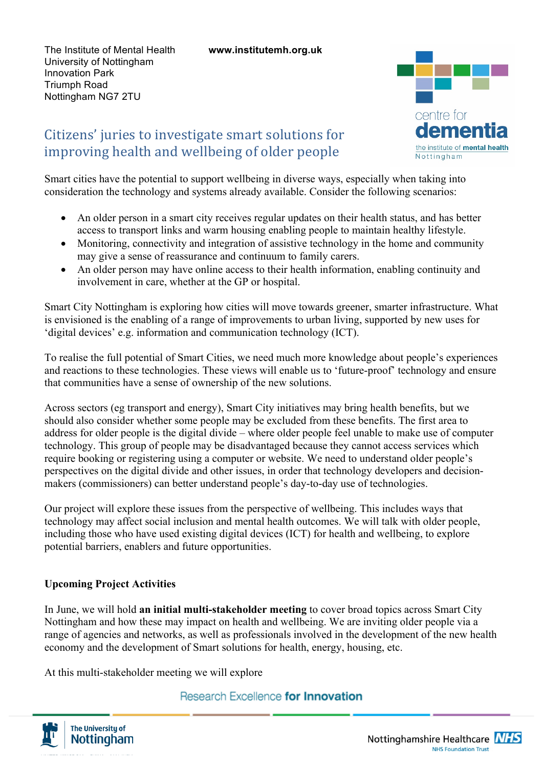The Institute of Mental Health
University of Nottingham
Innovation Park
Triumph Road
Nottingham NG7 2TU

www.institutemh.org.uk

centre for dementia
the institute of mental health
Nottingham

# Citizens' juries to investigate smart solutions for improving health and wellbeing of older people

Smart cities have the potential to support wellbeing in diverse ways, especially when taking into consideration the technology and systems already available. Consider the following scenarios:

- An older person in a smart city receives regular updates on their health status, and has better access to transport links and warm housing enabling people to maintain healthy lifestyle.
- Monitoring, connectivity and integration of assistive technology in the home and community may give a sense of reassurance and continuum to family carers.
- An older person may have online access to their health information, enabling continuity and involvement in care, whether at the GP or hospital.

Smart City Nottingham is exploring how cities will move towards greener, smarter infrastructure. What is envisioned is the enabling of a range of improvements to urban living, supported by new uses for 'digital devices' e.g. information and communication technology (ICT).

To realise the full potential of Smart Cities, we need much more knowledge about people's experiences and reactions to these technologies. These views will enable us to 'future-proof' technology and ensure that communities have a sense of ownership of the new solutions.

Across sectors (eg transport and energy), Smart City initiatives may bring health benefits, but we should also consider whether some people may be excluded from these benefits. The first area to address for older people is the digital divide – where older people feel unable to make use of computer technology. This group of people may be disadvantaged because they cannot access services which require booking or registering using a computer or website. We need to understand older people's perspectives on the digital divide and other issues, in order that technology developers and decision-makers (commissioners) can better understand people's day-to-day use of technologies.

Our project will explore these issues from the perspective of wellbeing. This includes ways that technology may affect social inclusion and mental health outcomes. We will talk with older people, including those who have used existing digital devices (ICT) for health and wellbeing, to explore potential barriers, enablers and future opportunities.

**Upcoming Project Activities**

In June, we will hold **an initial multi-stakeholder meeting** to cover broad topics across Smart City Nottingham and how these may impact on health and wellbeing. We are inviting older people via a range of agencies and networks, as well as professionals involved in the development of the new health economy and the development of Smart solutions for health, energy, housing, etc.

At this multi-stakeholder meeting we will explore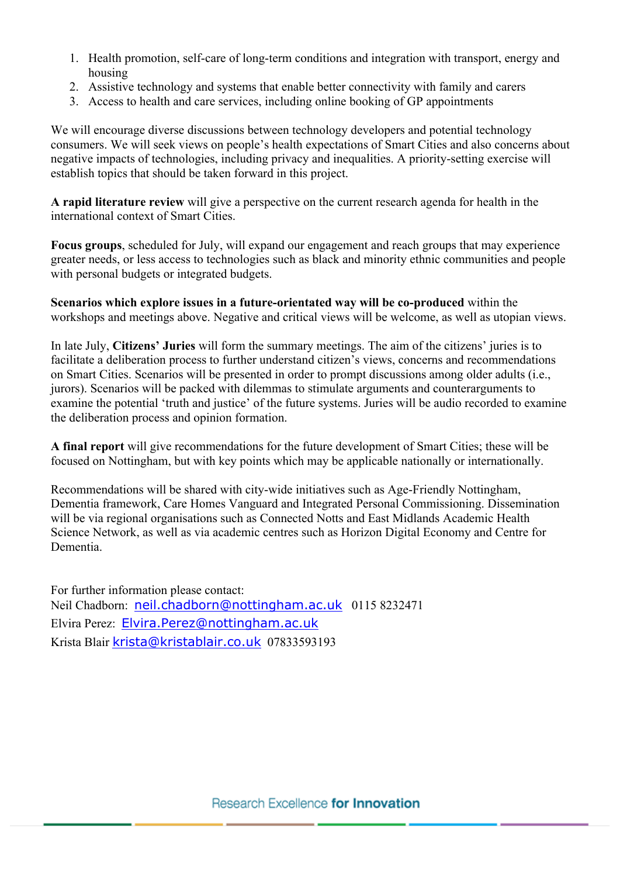1. Health promotion, self-care of long-term conditions and integration with transport, energy and housing
2. Assistive technology and systems that enable better connectivity with family and carers
3. Access to health and care services, including online booking of GP appointments

We will encourage diverse discussions between technology developers and potential technology consumers. We will seek views on people's health expectations of Smart Cities and also concerns about negative impacts of technologies, including privacy and inequalities. A priority-setting exercise will establish topics that should be taken forward in this project.

**A rapid literature review** will give a perspective on the current research agenda for health in the international context of Smart Cities.

**Focus groups**, scheduled for July, will expand our engagement and reach groups that may experience greater needs, or less access to technologies such as black and minority ethnic communities and people with personal budgets or integrated budgets.

**Scenarios which explore issues in a future-orientated way will be co-produced** within the workshops and meetings above. Negative and critical views will be welcome, as well as utopian views.

In late July, **Citizens' Juries** will form the summary meetings. The aim of the citizens' juries is to facilitate a deliberation process to further understand citizen's views, concerns and recommendations on Smart Cities. Scenarios will be presented in order to prompt discussions among older adults (i.e., jurors). Scenarios will be packed with dilemmas to stimulate arguments and counterarguments to examine the potential 'truth and justice' of the future systems. Juries will be audio recorded to examine the deliberation process and opinion formation.

**A final report** will give recommendations for the future development of Smart Cities; these will be focused on Nottingham, but with key points which may be applicable nationally or internationally.

Recommendations will be shared with city-wide initiatives such as Age-Friendly Nottingham, Dementia framework, Care Homes Vanguard and Integrated Personal Commissioning. Dissemination will be via regional organisations such as Connected Notts and East Midlands Academic Health Science Network, as well as via academic centres such as Horizon Digital Economy and Centre for Dementia.

For further information please contact:
Neil Chadborn: neil.chadborn@nottingham.ac.uk 0115 8232471
Elvira Perez: Elvira.Perez@nottingham.ac.uk
Krista Blair krista@kristablair.co.uk 07833593193